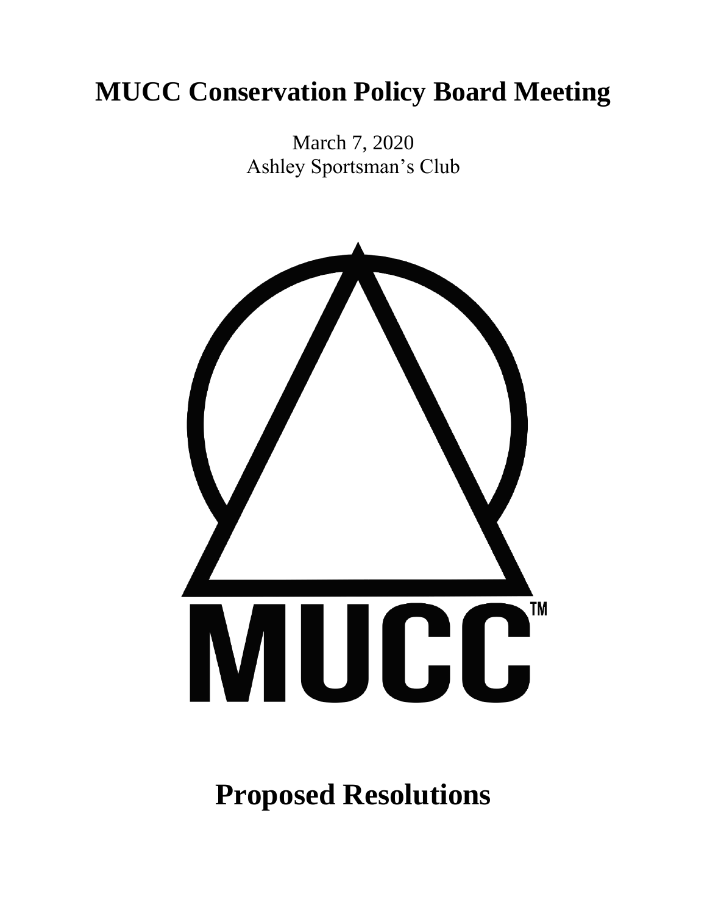# MUCC Conservation Policy Board Meeting

March 7, 2020
Ashley Sportsman's Club

MUCC™

# Proposed Resolutions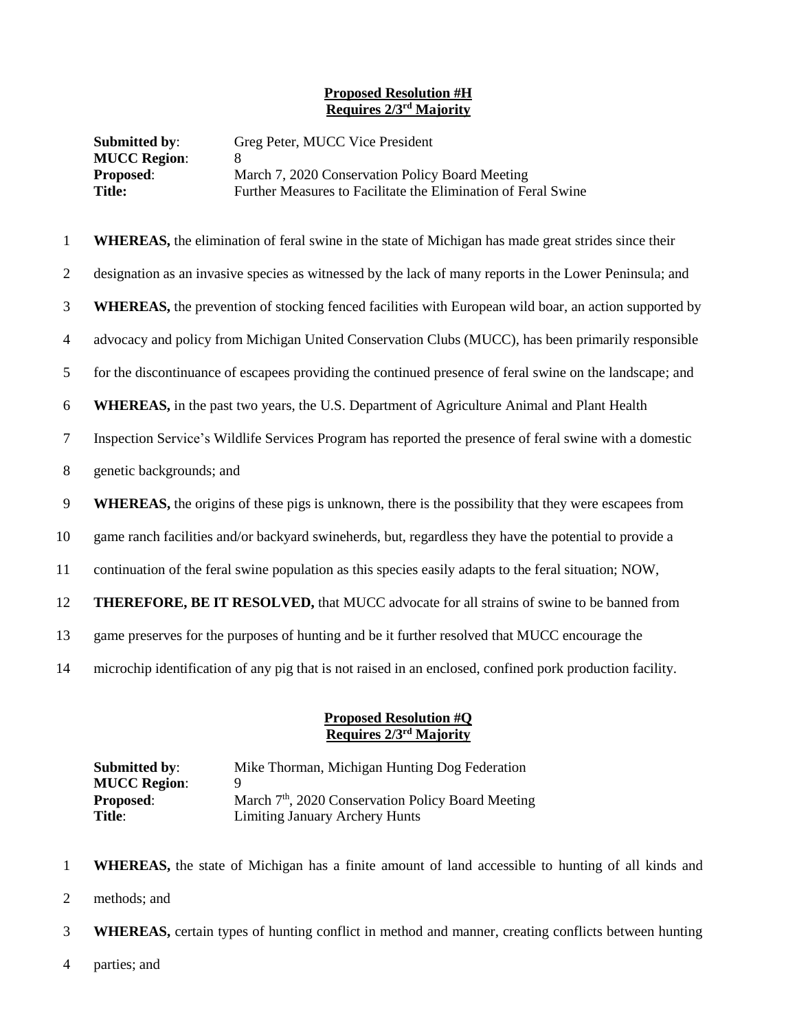**Proposed Resolution #H**
**Requires 2/3rd Majority**

**Submitted by**: Greg Peter, MUCC Vice President
**MUCC Region**: 8
**Proposed**: March 7, 2020 Conservation Policy Board Meeting
**Title:** Further Measures to Facilitate the Elimination of Feral Swine

1 **WHEREAS,** the elimination of feral swine in the state of Michigan has made great strides since their
2 designation as an invasive species as witnessed by the lack of many reports in the Lower Peninsula; and
3 **WHEREAS,** the prevention of stocking fenced facilities with European wild boar, an action supported by
4 advocacy and policy from Michigan United Conservation Clubs (MUCC), has been primarily responsible
5 for the discontinuance of escapees providing the continued presence of feral swine on the landscape; and
6 **WHEREAS,** in the past two years, the U.S. Department of Agriculture Animal and Plant Health
7 Inspection Service's Wildlife Services Program has reported the presence of feral swine with a domestic
8 genetic backgrounds; and
9 **WHEREAS,** the origins of these pigs is unknown, there is the possibility that they were escapees from
10 game ranch facilities and/or backyard swineherds, but, regardless they have the potential to provide a
11 continuation of the feral swine population as this species easily adapts to the feral situation; NOW,
12 **THEREFORE, BE IT RESOLVED,** that MUCC advocate for all strains of swine to be banned from
13 game preserves for the purposes of hunting and be it further resolved that MUCC encourage the
14 microchip identification of any pig that is not raised in an enclosed, confined pork production facility.

**Proposed Resolution #Q**
**Requires 2/3rd Majority**

**Submitted by**: Mike Thorman, Michigan Hunting Dog Federation
**MUCC Region**: 9
**Proposed**: March 7th, 2020 Conservation Policy Board Meeting
**Title**: Limiting January Archery Hunts

1 **WHEREAS,** the state of Michigan has a finite amount of land accessible to hunting of all kinds and
2 methods; and
3 **WHEREAS,** certain types of hunting conflict in method and manner, creating conflicts between hunting
4 parties; and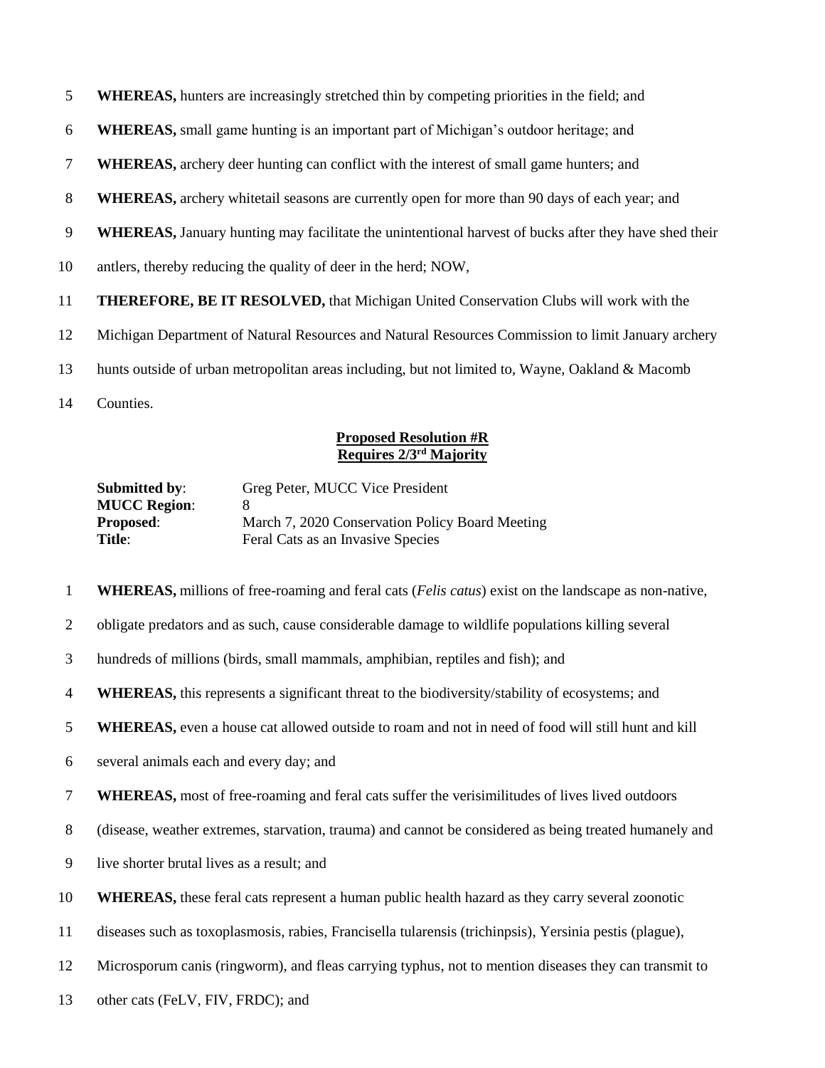5 **WHEREAS,** hunters are increasingly stretched thin by competing priorities in the field; and

6 **WHEREAS,** small game hunting is an important part of Michigan's outdoor heritage; and

7 **WHEREAS,** archery deer hunting can conflict with the interest of small game hunters; and

8 **WHEREAS,** archery whitetail seasons are currently open for more than 90 days of each year; and

9 **WHEREAS,** January hunting may facilitate the unintentional harvest of bucks after they have shed their

10 antlers, thereby reducing the quality of deer in the herd; NOW,

11 **THEREFORE, BE IT RESOLVED,** that Michigan United Conservation Clubs will work with the

12 Michigan Department of Natural Resources and Natural Resources Commission to limit January archery

13 hunts outside of urban metropolitan areas including, but not limited to, Wayne, Oakland & Macomb

14 Counties.

**Proposed Resolution #R**
**Requires 2/3rd Majority**

**Submitted by**: Greg Peter, MUCC Vice President
**MUCC Region**: 8
**Proposed**: March 7, 2020 Conservation Policy Board Meeting
**Title**: Feral Cats as an Invasive Species

1 **WHEREAS,** millions of free-roaming and feral cats (*Felis catus*) exist on the landscape as non-native,

2 obligate predators and as such, cause considerable damage to wildlife populations killing several

3 hundreds of millions (birds, small mammals, amphibian, reptiles and fish); and

4 **WHEREAS,** this represents a significant threat to the biodiversity/stability of ecosystems; and

5 **WHEREAS,** even a house cat allowed outside to roam and not in need of food will still hunt and kill

6 several animals each and every day; and

7 **WHEREAS,** most of free-roaming and feral cats suffer the verisimilitudes of lives lived outdoors

8 (disease, weather extremes, starvation, trauma) and cannot be considered as being treated humanely and

9 live shorter brutal lives as a result; and

10 **WHEREAS,** these feral cats represent a human public health hazard as they carry several zoonotic

11 diseases such as toxoplasmosis, rabies, Francisella tularensis (trichinpsis), Yersinia pestis (plague),

12 Microsporum canis (ringworm), and fleas carrying typhus, not to mention diseases they can transmit to

13 other cats (FeLV, FIV, FRDC); and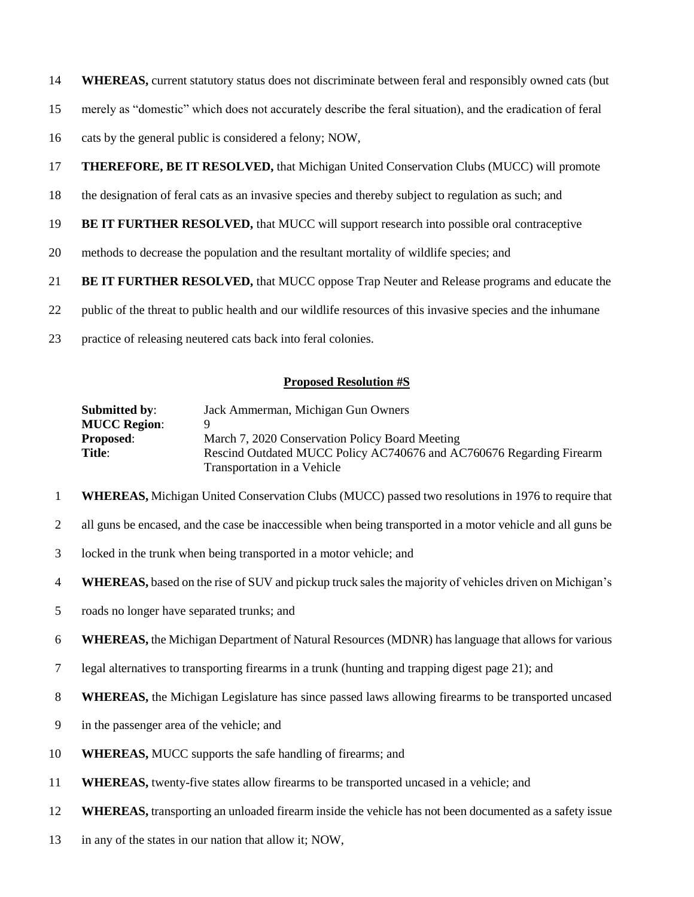14 **WHEREAS,** current statutory status does not discriminate between feral and responsibly owned cats (but

15 merely as "domestic" which does not accurately describe the feral situation), and the eradication of feral

16 cats by the general public is considered a felony; NOW,

17 **THEREFORE, BE IT RESOLVED,** that Michigan United Conservation Clubs (MUCC) will promote

18 the designation of feral cats as an invasive species and thereby subject to regulation as such; and

19 **BE IT FURTHER RESOLVED,** that MUCC will support research into possible oral contraceptive

20 methods to decrease the population and the resultant mortality of wildlife species; and

21 **BE IT FURTHER RESOLVED,** that MUCC oppose Trap Neuter and Release programs and educate the

22 public of the threat to public health and our wildlife resources of this invasive species and the inhumane

23 practice of releasing neutered cats back into feral colonies.

## Proposed Resolution #S

**Submitted by**: Jack Ammerman, Michigan Gun Owners
**MUCC Region**: 9
**Proposed**: March 7, 2020 Conservation Policy Board Meeting
**Title**: Rescind Outdated MUCC Policy AC740676 and AC760676 Regarding Firearm Transportation in a Vehicle

1 **WHEREAS,** Michigan United Conservation Clubs (MUCC) passed two resolutions in 1976 to require that

2 all guns be encased, and the case be inaccessible when being transported in a motor vehicle and all guns be

3 locked in the trunk when being transported in a motor vehicle; and

4 **WHEREAS,** based on the rise of SUV and pickup truck sales the majority of vehicles driven on Michigan's

5 roads no longer have separated trunks; and

6 **WHEREAS,** the Michigan Department of Natural Resources (MDNR) has language that allows for various

7 legal alternatives to transporting firearms in a trunk (hunting and trapping digest page 21); and

8 **WHEREAS,** the Michigan Legislature has since passed laws allowing firearms to be transported uncased

9 in the passenger area of the vehicle; and

10 **WHEREAS,** MUCC supports the safe handling of firearms; and

11 **WHEREAS,** twenty-five states allow firearms to be transported uncased in a vehicle; and

12 **WHEREAS,** transporting an unloaded firearm inside the vehicle has not been documented as a safety issue

13 in any of the states in our nation that allow it; NOW,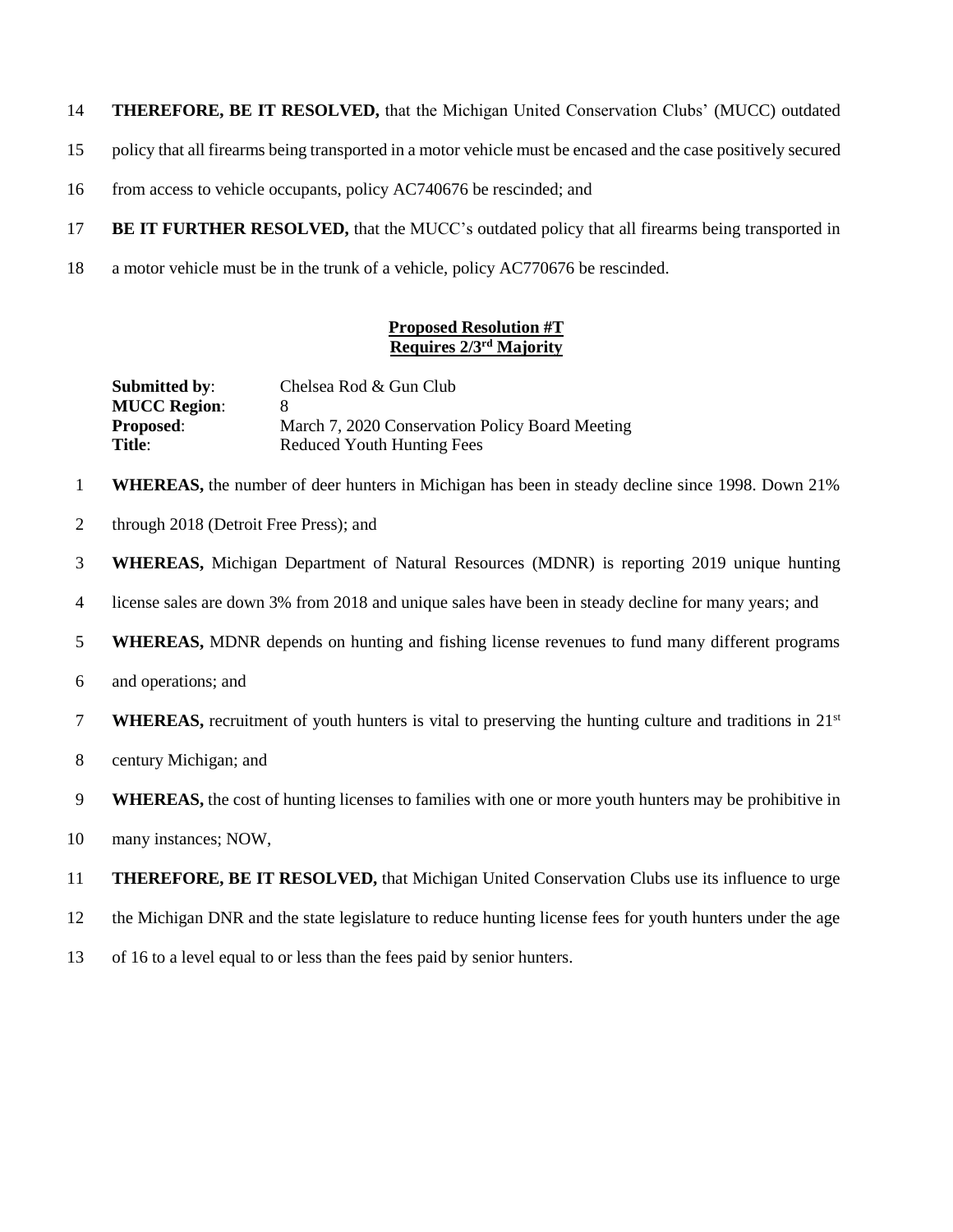14 **THEREFORE, BE IT RESOLVED,** that the Michigan United Conservation Clubs' (MUCC) outdated

15 policy that all firearms being transported in a motor vehicle must be encased and the case positively secured

16 from access to vehicle occupants, policy AC740676 be rescinded; and

17 **BE IT FURTHER RESOLVED,** that the MUCC's outdated policy that all firearms being transported in

18 a motor vehicle must be in the trunk of a vehicle, policy AC770676 be rescinded.

## Proposed Resolution #T
### Requires 2/3rd Majority

**Submitted by**: Chelsea Rod & Gun Club
**MUCC Region**: 8
**Proposed**: March 7, 2020 Conservation Policy Board Meeting
**Title**: Reduced Youth Hunting Fees

1 **WHEREAS,** the number of deer hunters in Michigan has been in steady decline since 1998. Down 21%

2 through 2018 (Detroit Free Press); and

3 **WHEREAS,** Michigan Department of Natural Resources (MDNR) is reporting 2019 unique hunting

4 license sales are down 3% from 2018 and unique sales have been in steady decline for many years; and

5 **WHEREAS,** MDNR depends on hunting and fishing license revenues to fund many different programs

6 and operations; and

7 **WHEREAS,** recruitment of youth hunters is vital to preserving the hunting culture and traditions in 21st

8 century Michigan; and

9 **WHEREAS,** the cost of hunting licenses to families with one or more youth hunters may be prohibitive in

10 many instances; NOW,

11 **THEREFORE, BE IT RESOLVED,** that Michigan United Conservation Clubs use its influence to urge

12 the Michigan DNR and the state legislature to reduce hunting license fees for youth hunters under the age

13 of 16 to a level equal to or less than the fees paid by senior hunters.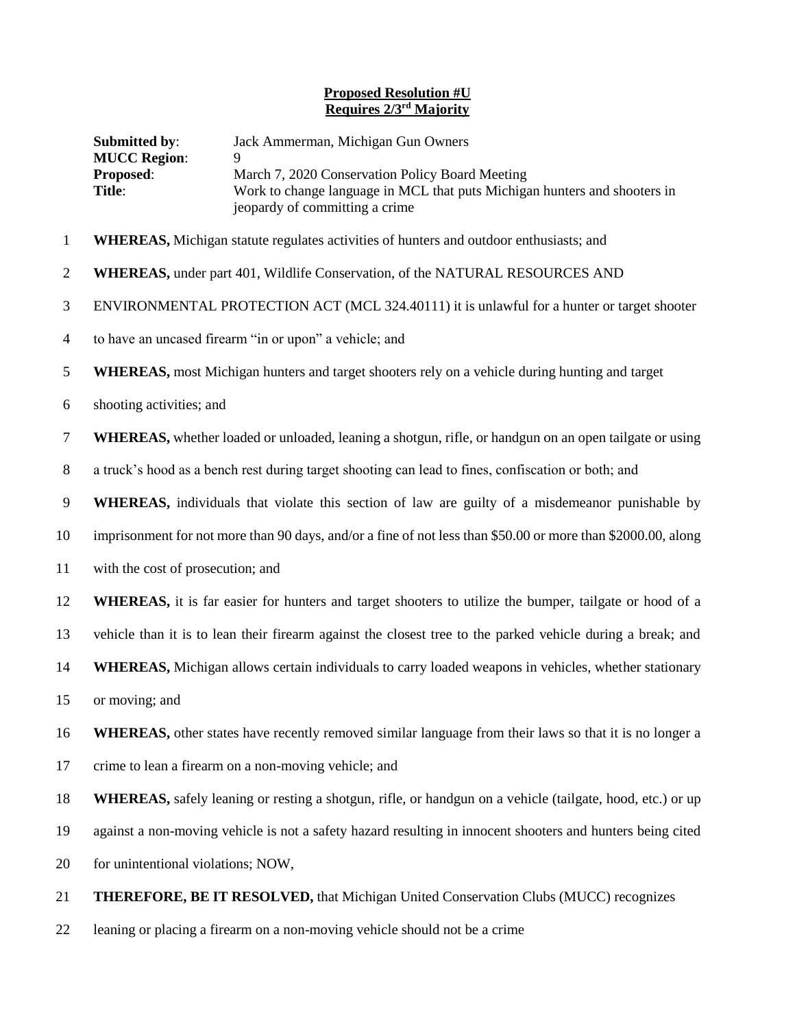**Proposed Resolution #U**
**Requires 2/3rd Majority**

**Submitted by**: Jack Ammerman, Michigan Gun Owners
**MUCC Region**: 9
**Proposed**: March 7, 2020 Conservation Policy Board Meeting
**Title**: Work to change language in MCL that puts Michigan hunters and shooters in jeopardy of committing a crime

1 **WHEREAS,** Michigan statute regulates activities of hunters and outdoor enthusiasts; and

2 **WHEREAS,** under part 401, Wildlife Conservation, of the NATURAL RESOURCES AND
3 ENVIRONMENTAL PROTECTION ACT (MCL 324.40111) it is unlawful for a hunter or target shooter
4 to have an uncased firearm "in or upon" a vehicle; and

5 **WHEREAS,** most Michigan hunters and target shooters rely on a vehicle during hunting and target
6 shooting activities; and

7 **WHEREAS,** whether loaded or unloaded, leaning a shotgun, rifle, or handgun on an open tailgate or using
8 a truck's hood as a bench rest during target shooting can lead to fines, confiscation or both; and

9 **WHEREAS,** individuals that violate this section of law are guilty of a misdemeanor punishable by
10 imprisonment for not more than 90 days, and/or a fine of not less than $50.00 or more than $2000.00, along
11 with the cost of prosecution; and

12 **WHEREAS,** it is far easier for hunters and target shooters to utilize the bumper, tailgate or hood of a
13 vehicle than it is to lean their firearm against the closest tree to the parked vehicle during a break; and

14 **WHEREAS,** Michigan allows certain individuals to carry loaded weapons in vehicles, whether stationary
15 or moving; and

16 **WHEREAS,** other states have recently removed similar language from their laws so that it is no longer a
17 crime to lean a firearm on a non-moving vehicle; and

18 **WHEREAS,** safely leaning or resting a shotgun, rifle, or handgun on a vehicle (tailgate, hood, etc.) or up
19 against a non-moving vehicle is not a safety hazard resulting in innocent shooters and hunters being cited
20 for unintentional violations; NOW,

21 **THEREFORE, BE IT RESOLVED,** that Michigan United Conservation Clubs (MUCC) recognizes
22 leaning or placing a firearm on a non-moving vehicle should not be a crime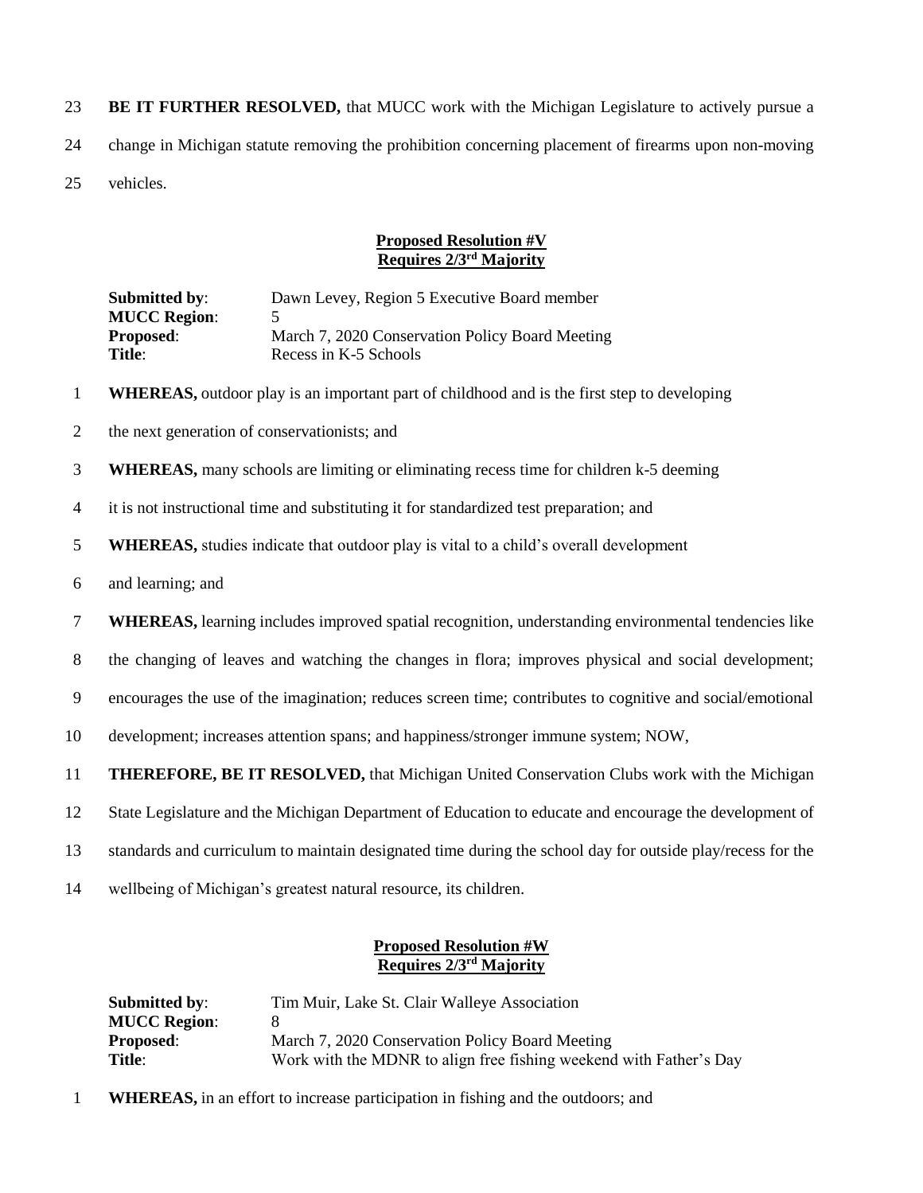23 **BE IT FURTHER RESOLVED,** that MUCC work with the Michigan Legislature to actively pursue a
24 change in Michigan statute removing the prohibition concerning placement of firearms upon non-moving
25 vehicles.

**Proposed Resolution #V**
**Requires 2/3rd Majority**

**Submitted by**: Dawn Levey, Region 5 Executive Board member
**MUCC Region**: 5
**Proposed**: March 7, 2020 Conservation Policy Board Meeting
**Title**: Recess in K-5 Schools

1 **WHEREAS,** outdoor play is an important part of childhood and is the first step to developing
2 the next generation of conservationists; and
3 **WHEREAS,** many schools are limiting or eliminating recess time for children k-5 deeming
4 it is not instructional time and substituting it for standardized test preparation; and
5 **WHEREAS,** studies indicate that outdoor play is vital to a child's overall development
6 and learning; and
7 **WHEREAS,** learning includes improved spatial recognition, understanding environmental tendencies like
8 the changing of leaves and watching the changes in flora; improves physical and social development;
9 encourages the use of the imagination; reduces screen time; contributes to cognitive and social/emotional
10 development; increases attention spans; and happiness/stronger immune system; NOW,
11 **THEREFORE, BE IT RESOLVED,** that Michigan United Conservation Clubs work with the Michigan
12 State Legislature and the Michigan Department of Education to educate and encourage the development of
13 standards and curriculum to maintain designated time during the school day for outside play/recess for the
14 wellbeing of Michigan's greatest natural resource, its children.

**Proposed Resolution #W**
**Requires 2/3rd Majority**

**Submitted by**: Tim Muir, Lake St. Clair Walleye Association
**MUCC Region**: 8
**Proposed**: March 7, 2020 Conservation Policy Board Meeting
**Title**: Work with the MDNR to align free fishing weekend with Father's Day

1 **WHEREAS,** in an effort to increase participation in fishing and the outdoors; and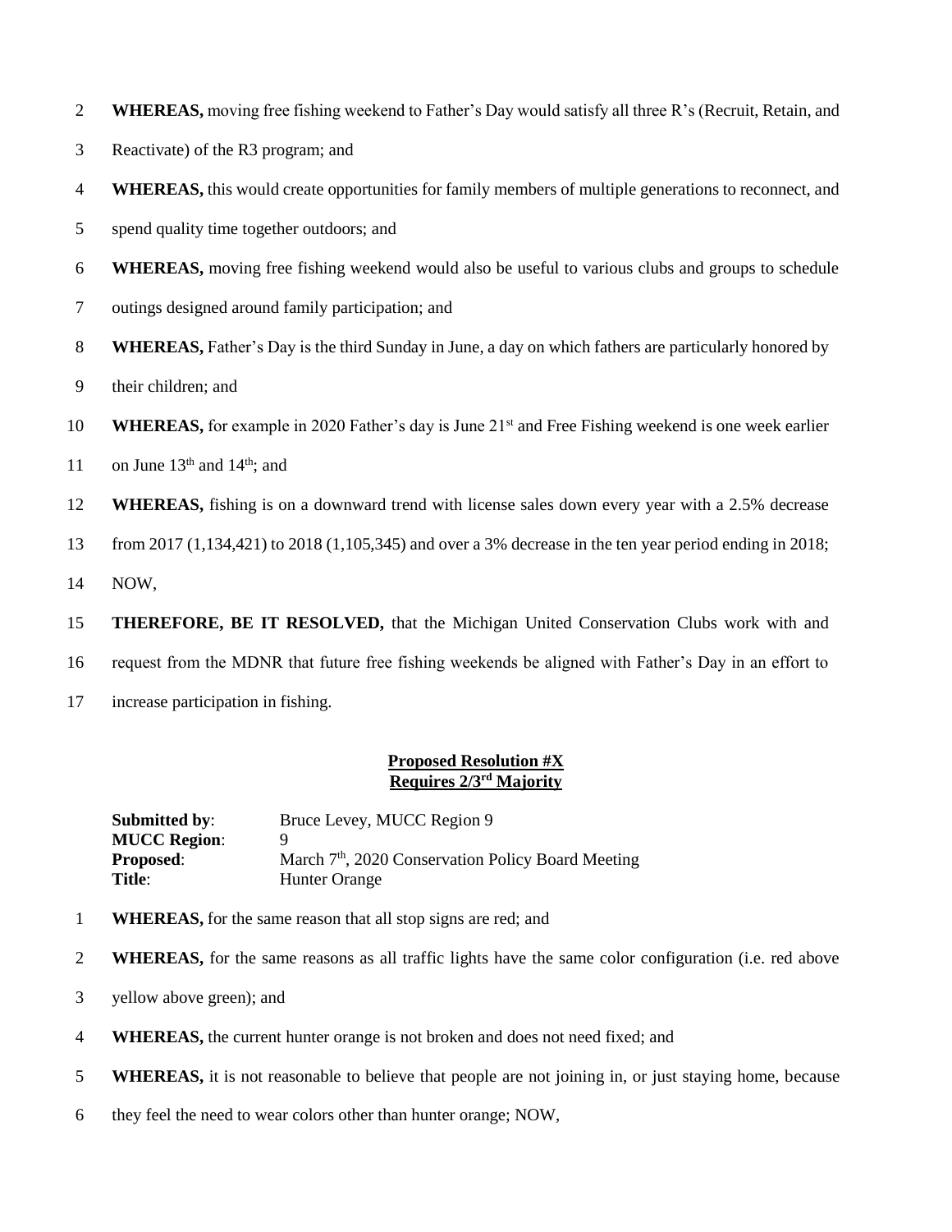**WHEREAS,** moving free fishing weekend to Father's Day would satisfy all three R's (Recruit, Retain, and Reactivate) of the R3 program; and

**WHEREAS,** this would create opportunities for family members of multiple generations to reconnect, and spend quality time together outdoors; and

**WHEREAS,** moving free fishing weekend would also be useful to various clubs and groups to schedule outings designed around family participation; and

**WHEREAS,** Father's Day is the third Sunday in June, a day on which fathers are particularly honored by their children; and

**WHEREAS,** for example in 2020 Father's day is June 21st and Free Fishing weekend is one week earlier on June 13th and 14th; and

**WHEREAS,** fishing is on a downward trend with license sales down every year with a 2.5% decrease from 2017 (1,134,421) to 2018 (1,105,345) and over a 3% decrease in the ten year period ending in 2018; NOW,

**THEREFORE, BE IT RESOLVED,** that the Michigan United Conservation Clubs work with and request from the MDNR that future free fishing weekends be aligned with Father's Day in an effort to increase participation in fishing.

## Proposed Resolution #X
## Requires 2/3rd Majority

**Submitted by**: Bruce Levey, MUCC Region 9
**MUCC Region**: 9
**Proposed**: March 7th, 2020 Conservation Policy Board Meeting
**Title**: Hunter Orange

**WHEREAS,** for the same reason that all stop signs are red; and

**WHEREAS,** for the same reasons as all traffic lights have the same color configuration (i.e. red above yellow above green); and

**WHEREAS,** the current hunter orange is not broken and does not need fixed; and

**WHEREAS,** it is not reasonable to believe that people are not joining in, or just staying home, because they feel the need to wear colors other than hunter orange; NOW,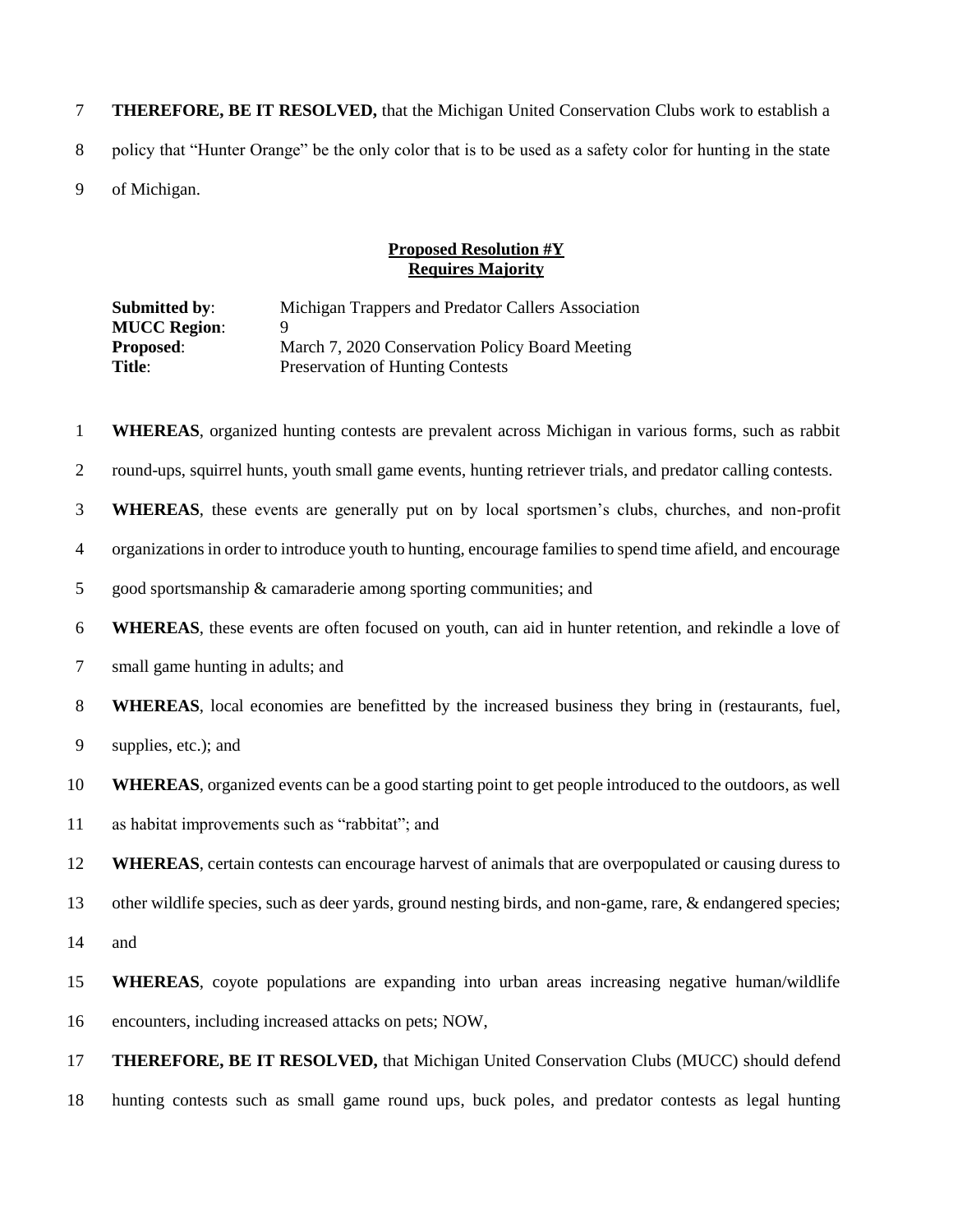**THEREFORE, BE IT RESOLVED,** that the Michigan United Conservation Clubs work to establish a policy that "Hunter Orange" be the only color that is to be used as a safety color for hunting in the state of Michigan.

**Proposed Resolution #Y**
**Requires Majority**

| | |
|---|---|
| **Submitted by**: | Michigan Trappers and Predator Callers Association |
| **MUCC Region**: | 9 |
| **Proposed**: | March 7, 2020 Conservation Policy Board Meeting |
| **Title**: | Preservation of Hunting Contests |

**WHEREAS**, organized hunting contests are prevalent across Michigan in various forms, such as rabbit round-ups, squirrel hunts, youth small game events, hunting retriever trials, and predator calling contests.

**WHEREAS**, these events are generally put on by local sportsmen's clubs, churches, and non-profit organizations in order to introduce youth to hunting, encourage families to spend time afield, and encourage good sportsmanship & camaraderie among sporting communities; and

**WHEREAS**, these events are often focused on youth, can aid in hunter retention, and rekindle a love of small game hunting in adults; and

**WHEREAS**, local economies are benefitted by the increased business they bring in (restaurants, fuel, supplies, etc.); and

**WHEREAS**, organized events can be a good starting point to get people introduced to the outdoors, as well as habitat improvements such as "rabbitat"; and

**WHEREAS**, certain contests can encourage harvest of animals that are overpopulated or causing duress to other wildlife species, such as deer yards, ground nesting birds, and non-game, rare, & endangered species; and

**WHEREAS**, coyote populations are expanding into urban areas increasing negative human/wildlife encounters, including increased attacks on pets; NOW,

**THEREFORE, BE IT RESOLVED,** that Michigan United Conservation Clubs (MUCC) should defend hunting contests such as small game round ups, buck poles, and predator contests as legal hunting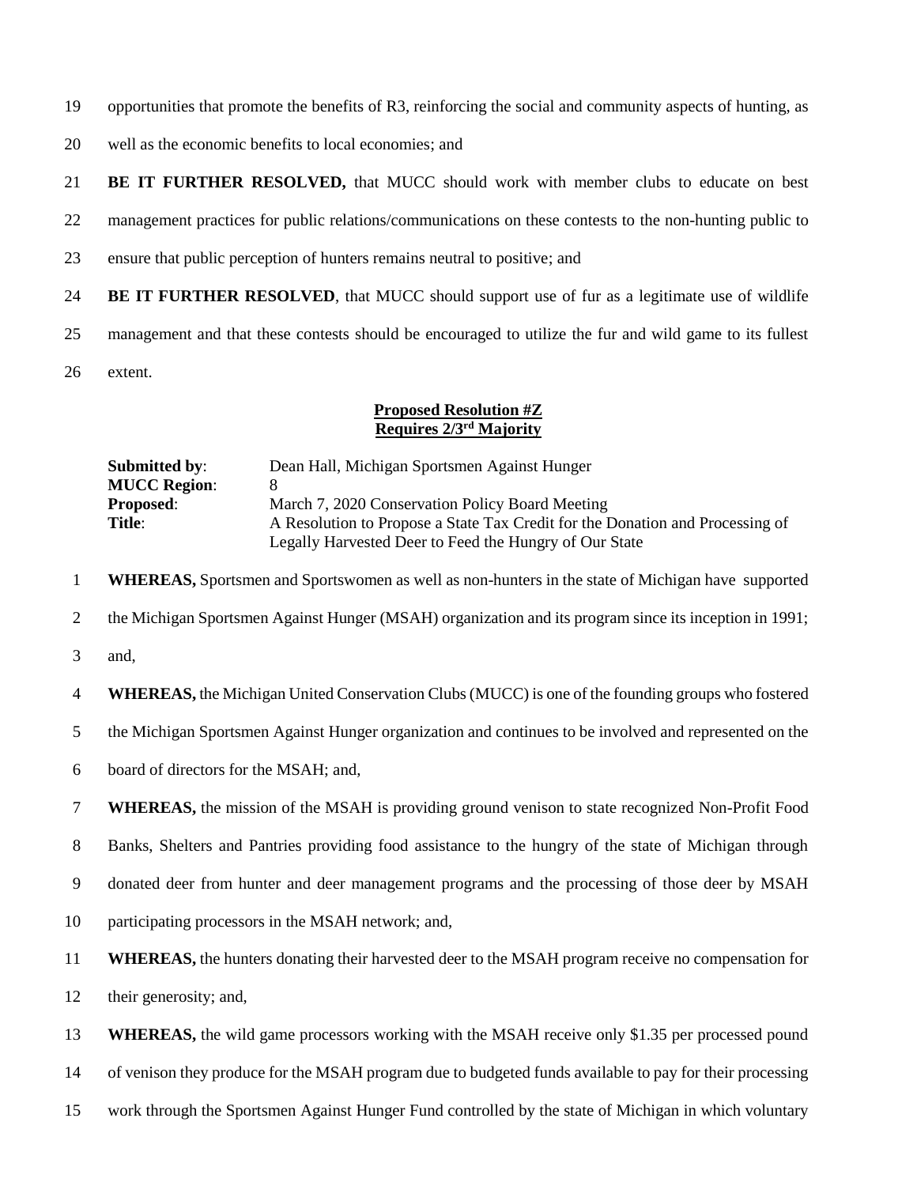opportunities that promote the benefits of R3, reinforcing the social and community aspects of hunting, as well as the economic benefits to local economies; and

**BE IT FURTHER RESOLVED,** that MUCC should work with member clubs to educate on best management practices for public relations/communications on these contests to the non-hunting public to ensure that public perception of hunters remains neutral to positive; and

**BE IT FURTHER RESOLVED**, that MUCC should support use of fur as a legitimate use of wildlife management and that these contests should be encouraged to utilize the fur and wild game to its fullest extent.

**Proposed Resolution #Z**
**Requires 2/3rd Majority**

**Submitted by**: Dean Hall, Michigan Sportsmen Against Hunger
**MUCC Region**: 8
**Proposed**: March 7, 2020 Conservation Policy Board Meeting
**Title**: A Resolution to Propose a State Tax Credit for the Donation and Processing of Legally Harvested Deer to Feed the Hungry of Our State

**WHEREAS,** Sportsmen and Sportswomen as well as non-hunters in the state of Michigan have supported the Michigan Sportsmen Against Hunger (MSAH) organization and its program since its inception in 1991; and,

**WHEREAS,** the Michigan United Conservation Clubs (MUCC) is one of the founding groups who fostered the Michigan Sportsmen Against Hunger organization and continues to be involved and represented on the board of directors for the MSAH; and,

**WHEREAS,** the mission of the MSAH is providing ground venison to state recognized Non-Profit Food Banks, Shelters and Pantries providing food assistance to the hungry of the state of Michigan through donated deer from hunter and deer management programs and the processing of those deer by MSAH participating processors in the MSAH network; and,

**WHEREAS,** the hunters donating their harvested deer to the MSAH program receive no compensation for their generosity; and,

**WHEREAS,** the wild game processors working with the MSAH receive only $1.35 per processed pound of venison they produce for the MSAH program due to budgeted funds available to pay for their processing work through the Sportsmen Against Hunger Fund controlled by the state of Michigan in which voluntary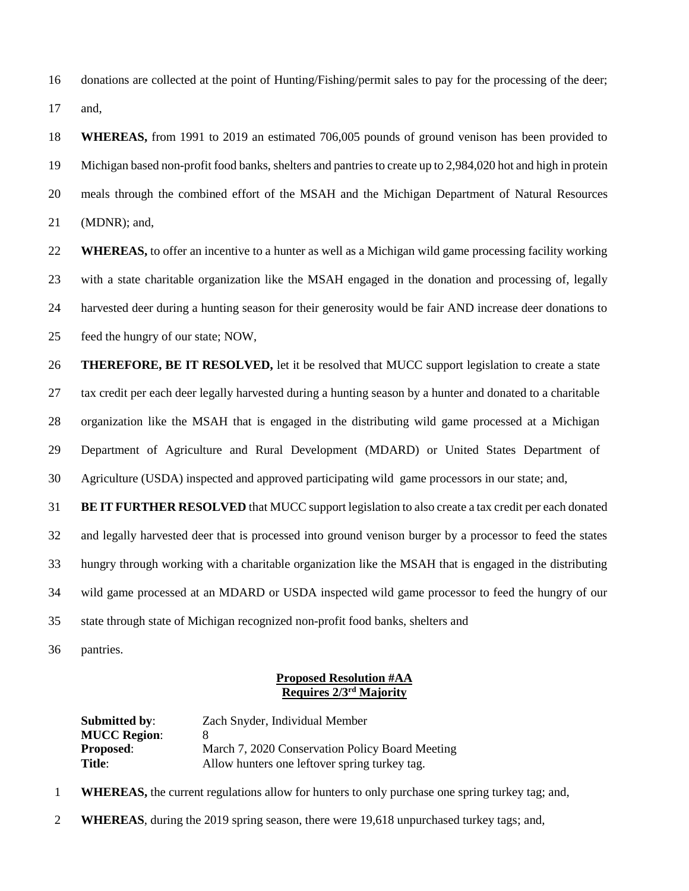donations are collected at the point of Hunting/Fishing/permit sales to pay for the processing of the deer; and,

**WHEREAS,** from 1991 to 2019 an estimated 706,005 pounds of ground venison has been provided to Michigan based non-profit food banks, shelters and pantries to create up to 2,984,020 hot and high in protein meals through the combined effort of the MSAH and the Michigan Department of Natural Resources (MDNR); and,

**WHEREAS,** to offer an incentive to a hunter as well as a Michigan wild game processing facility working with a state charitable organization like the MSAH engaged in the donation and processing of, legally harvested deer during a hunting season for their generosity would be fair AND increase deer donations to feed the hungry of our state; NOW,

**THEREFORE, BE IT RESOLVED,** let it be resolved that MUCC support legislation to create a state tax credit per each deer legally harvested during a hunting season by a hunter and donated to a charitable organization like the MSAH that is engaged in the distributing wild game processed at a Michigan Department of Agriculture and Rural Development (MDARD) or United States Department of Agriculture (USDA) inspected and approved participating wild game processors in our state; and,

**BE IT FURTHER RESOLVED** that MUCC support legislation to also create a tax credit per each donated and legally harvested deer that is processed into ground venison burger by a processor to feed the states hungry through working with a charitable organization like the MSAH that is engaged in the distributing wild game processed at an MDARD or USDA inspected wild game processor to feed the hungry of our state through state of Michigan recognized non-profit food banks, shelters and pantries.

## Proposed Resolution #AA
**Requires 2/3rd Majority**

**Submitted by**: Zach Snyder, Individual Member
**MUCC Region**: 8
**Proposed**: March 7, 2020 Conservation Policy Board Meeting
**Title**: Allow hunters one leftover spring turkey tag.

**WHEREAS,** the current regulations allow for hunters to only purchase one spring turkey tag; and,

**WHEREAS**, during the 2019 spring season, there were 19,618 unpurchased turkey tags; and,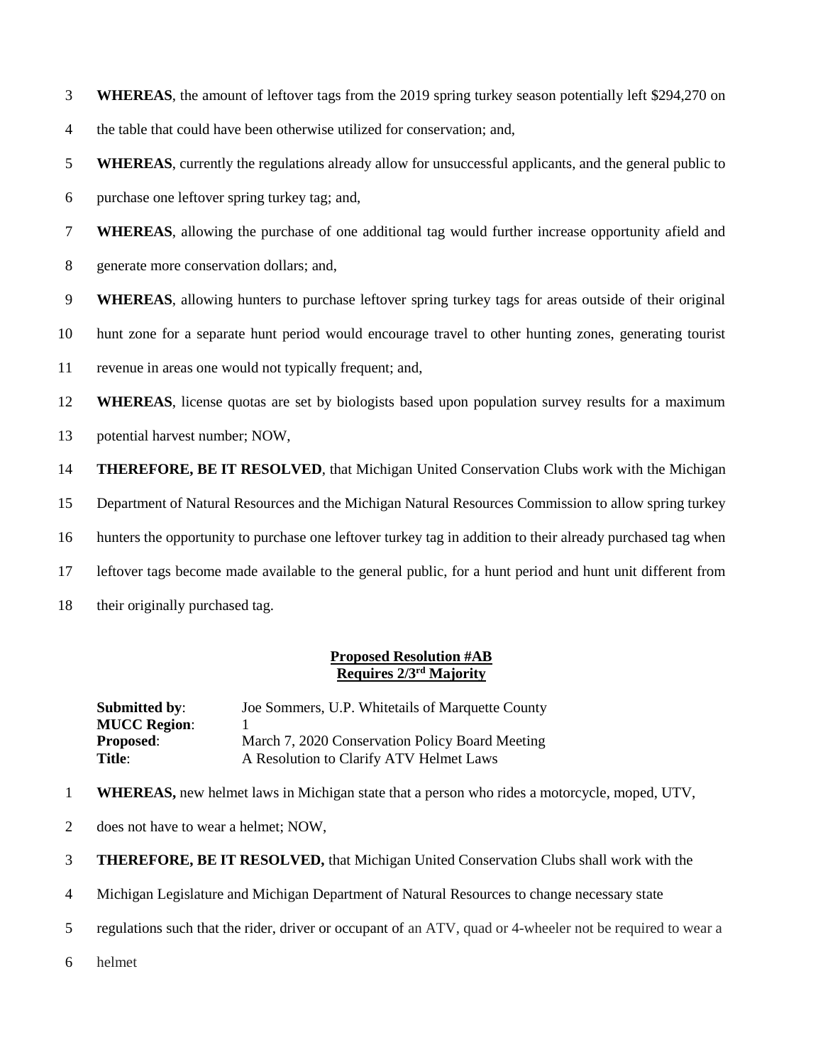3 **WHEREAS**, the amount of leftover tags from the 2019 spring turkey season potentially left $294,270 on

4 the table that could have been otherwise utilized for conservation; and,

5 **WHEREAS**, currently the regulations already allow for unsuccessful applicants, and the general public to

6 purchase one leftover spring turkey tag; and,

7 **WHEREAS**, allowing the purchase of one additional tag would further increase opportunity afield and

8 generate more conservation dollars; and,

9 **WHEREAS**, allowing hunters to purchase leftover spring turkey tags for areas outside of their original

10 hunt zone for a separate hunt period would encourage travel to other hunting zones, generating tourist

11 revenue in areas one would not typically frequent; and,

12 **WHEREAS**, license quotas are set by biologists based upon population survey results for a maximum

13 potential harvest number; NOW,

14 **THEREFORE, BE IT RESOLVED**, that Michigan United Conservation Clubs work with the Michigan

15 Department of Natural Resources and the Michigan Natural Resources Commission to allow spring turkey

16 hunters the opportunity to purchase one leftover turkey tag in addition to their already purchased tag when

17 leftover tags become made available to the general public, for a hunt period and hunt unit different from

18 their originally purchased tag.

## Proposed Resolution #AB
## Requires 2/3rd Majority

**Submitted by**: Joe Sommers, U.P. Whitetails of Marquette County
**MUCC Region**: 1
**Proposed**: March 7, 2020 Conservation Policy Board Meeting
**Title**: A Resolution to Clarify ATV Helmet Laws

1 **WHEREAS,** new helmet laws in Michigan state that a person who rides a motorcycle, moped, UTV,

2 does not have to wear a helmet; NOW,

3 **THEREFORE, BE IT RESOLVED,** that Michigan United Conservation Clubs shall work with the

4 Michigan Legislature and Michigan Department of Natural Resources to change necessary state

5 regulations such that the rider, driver or occupant of an ATV, quad or 4-wheeler not be required to wear a

6 helmet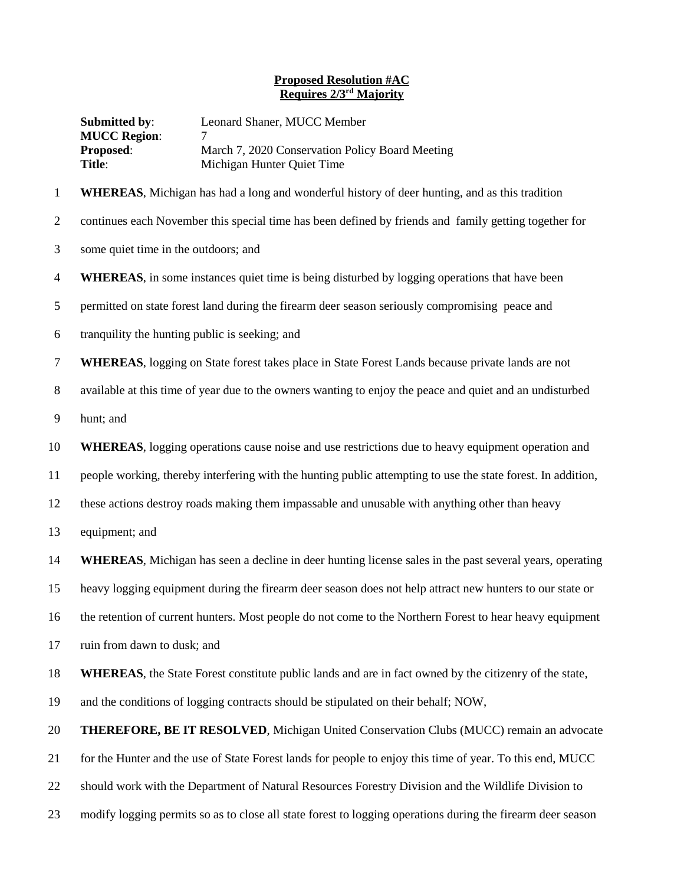**Proposed Resolution #AC**
**Requires 2/3rd Majority**

**Submitted by**: Leonard Shaner, MUCC Member
**MUCC Region**: 7
**Proposed**: March 7, 2020 Conservation Policy Board Meeting
**Title**: Michigan Hunter Quiet Time

1 **WHEREAS**, Michigan has had a long and wonderful history of deer hunting, and as this tradition
2 continues each November this special time has been defined by friends and family getting together for
3 some quiet time in the outdoors; and
4 **WHEREAS**, in some instances quiet time is being disturbed by logging operations that have been
5 permitted on state forest land during the firearm deer season seriously compromising peace and
6 tranquility the hunting public is seeking; and
7 **WHEREAS**, logging on State forest takes place in State Forest Lands because private lands are not
8 available at this time of year due to the owners wanting to enjoy the peace and quiet and an undisturbed
9 hunt; and
10 **WHEREAS**, logging operations cause noise and use restrictions due to heavy equipment operation and
11 people working, thereby interfering with the hunting public attempting to use the state forest. In addition,
12 these actions destroy roads making them impassable and unusable with anything other than heavy
13 equipment; and
14 **WHEREAS**, Michigan has seen a decline in deer hunting license sales in the past several years, operating
15 heavy logging equipment during the firearm deer season does not help attract new hunters to our state or
16 the retention of current hunters. Most people do not come to the Northern Forest to hear heavy equipment
17 ruin from dawn to dusk; and
18 **WHEREAS**, the State Forest constitute public lands and are in fact owned by the citizenry of the state,
19 and the conditions of logging contracts should be stipulated on their behalf; NOW,
20 **THEREFORE, BE IT RESOLVED**, Michigan United Conservation Clubs (MUCC) remain an advocate
21 for the Hunter and the use of State Forest lands for people to enjoy this time of year. To this end, MUCC
22 should work with the Department of Natural Resources Forestry Division and the Wildlife Division to
23 modify logging permits so as to close all state forest to logging operations during the firearm deer season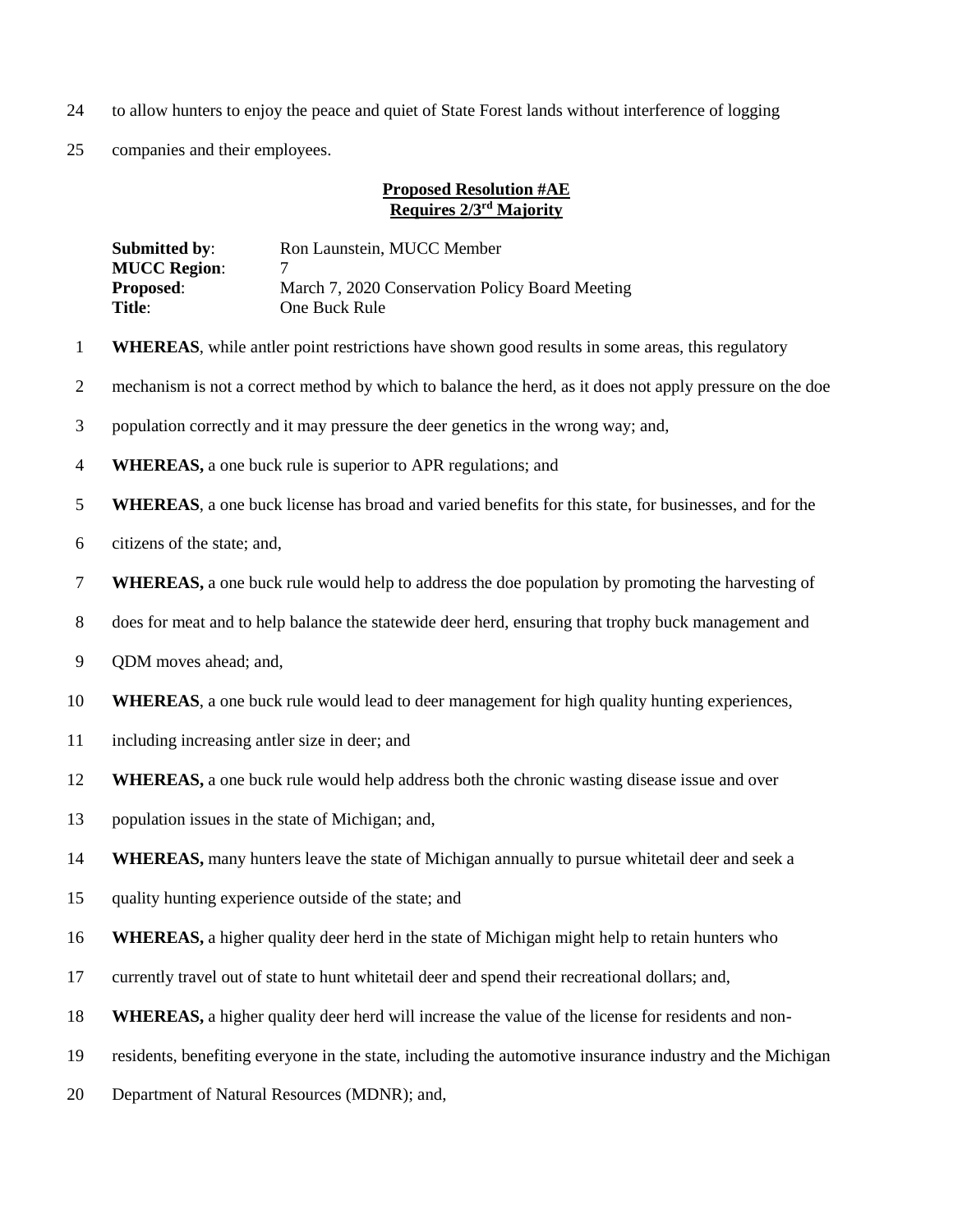to allow hunters to enjoy the peace and quiet of State Forest lands without interference of logging companies and their employees.

**Proposed Resolution #AE**
**Requires 2/3rd Majority**

**Submitted by**: Ron Launstein, MUCC Member
**MUCC Region**: 7
**Proposed**: March 7, 2020 Conservation Policy Board Meeting
**Title**: One Buck Rule

**WHEREAS**, while antler point restrictions have shown good results in some areas, this regulatory mechanism is not a correct method by which to balance the herd, as it does not apply pressure on the doe population correctly and it may pressure the deer genetics in the wrong way; and,

**WHEREAS,** a one buck rule is superior to APR regulations; and

**WHEREAS**, a one buck license has broad and varied benefits for this state, for businesses, and for the citizens of the state; and,

**WHEREAS,** a one buck rule would help to address the doe population by promoting the harvesting of does for meat and to help balance the statewide deer herd, ensuring that trophy buck management and QDM moves ahead; and,

**WHEREAS**, a one buck rule would lead to deer management for high quality hunting experiences, including increasing antler size in deer; and

**WHEREAS,** a one buck rule would help address both the chronic wasting disease issue and over population issues in the state of Michigan; and,

**WHEREAS,** many hunters leave the state of Michigan annually to pursue whitetail deer and seek a quality hunting experience outside of the state; and

**WHEREAS,** a higher quality deer herd in the state of Michigan might help to retain hunters who currently travel out of state to hunt whitetail deer and spend their recreational dollars; and,

**WHEREAS,** a higher quality deer herd will increase the value of the license for residents and non-residents, benefiting everyone in the state, including the automotive insurance industry and the Michigan Department of Natural Resources (MDNR); and,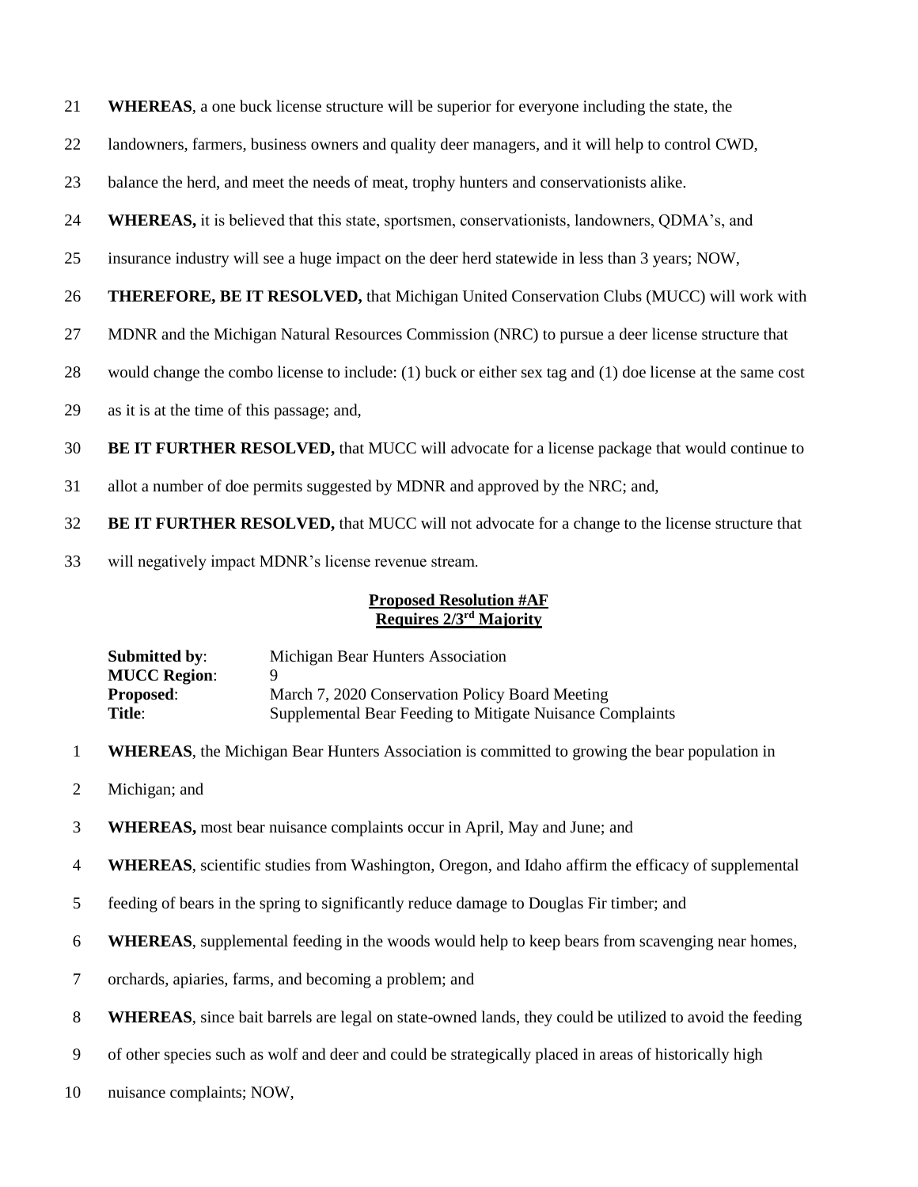21 **WHEREAS**, a one buck license structure will be superior for everyone including the state, the

22 landowners, farmers, business owners and quality deer managers, and it will help to control CWD,

23 balance the herd, and meet the needs of meat, trophy hunters and conservationists alike.

24 **WHEREAS,** it is believed that this state, sportsmen, conservationists, landowners, QDMA's, and

25 insurance industry will see a huge impact on the deer herd statewide in less than 3 years; NOW,

26 **THEREFORE, BE IT RESOLVED,** that Michigan United Conservation Clubs (MUCC) will work with

27 MDNR and the Michigan Natural Resources Commission (NRC) to pursue a deer license structure that

28 would change the combo license to include: (1) buck or either sex tag and (1) doe license at the same cost

29 as it is at the time of this passage; and,

30 **BE IT FURTHER RESOLVED,** that MUCC will advocate for a license package that would continue to

31 allot a number of doe permits suggested by MDNR and approved by the NRC; and,

32 **BE IT FURTHER RESOLVED,** that MUCC will not advocate for a change to the license structure that

33 will negatively impact MDNR's license revenue stream.

**Proposed Resolution #AF**
**Requires 2/3rd Majority**

**Submitted by**: Michigan Bear Hunters Association
**MUCC Region**: 9
**Proposed**: March 7, 2020 Conservation Policy Board Meeting
**Title**: Supplemental Bear Feeding to Mitigate Nuisance Complaints

1 **WHEREAS**, the Michigan Bear Hunters Association is committed to growing the bear population in

2 Michigan; and

3 **WHEREAS,** most bear nuisance complaints occur in April, May and June; and

4 **WHEREAS**, scientific studies from Washington, Oregon, and Idaho affirm the efficacy of supplemental

5 feeding of bears in the spring to significantly reduce damage to Douglas Fir timber; and

6 **WHEREAS**, supplemental feeding in the woods would help to keep bears from scavenging near homes,

7 orchards, apiaries, farms, and becoming a problem; and

8 **WHEREAS**, since bait barrels are legal on state-owned lands, they could be utilized to avoid the feeding

9 of other species such as wolf and deer and could be strategically placed in areas of historically high

10 nuisance complaints; NOW,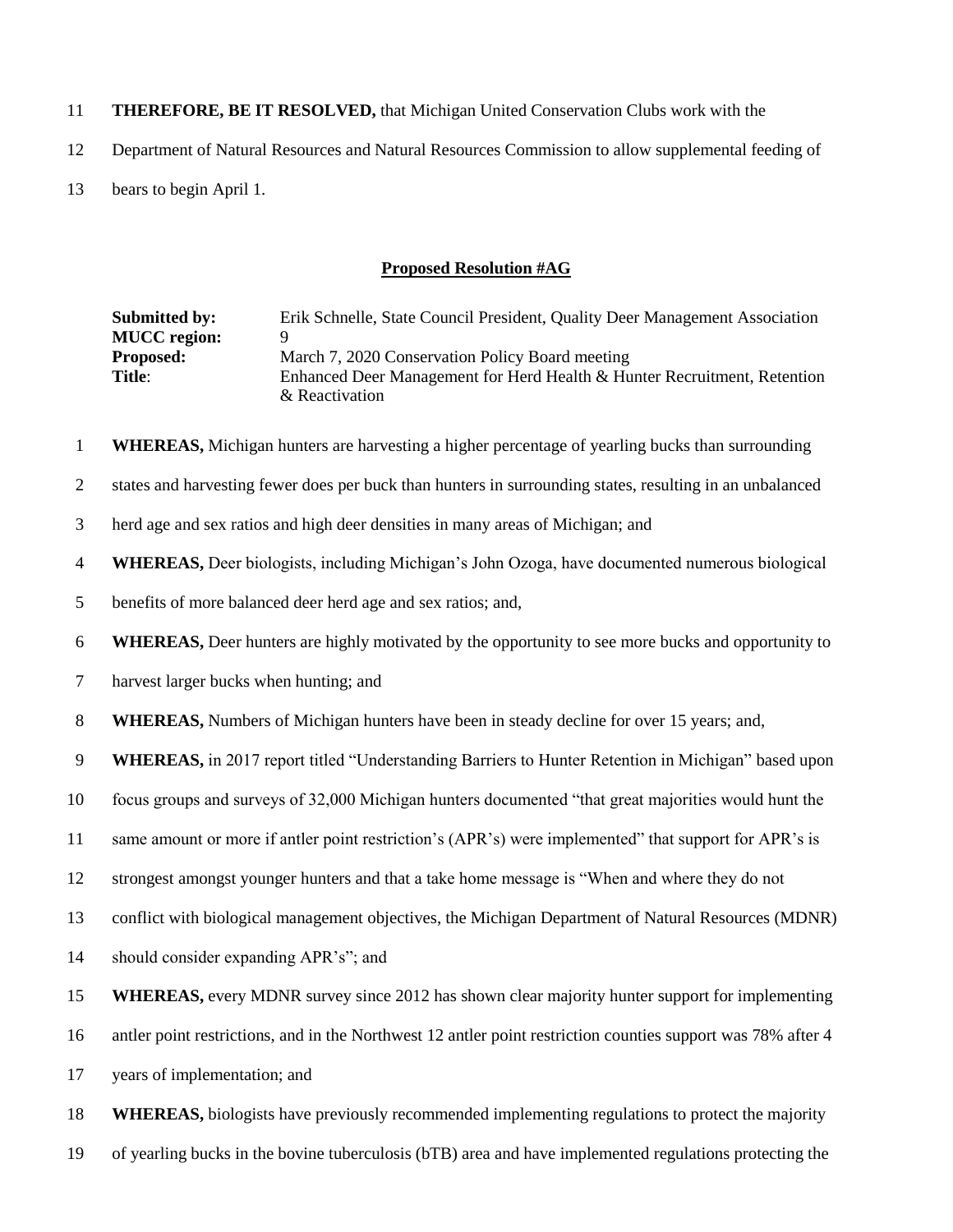**THEREFORE, BE IT RESOLVED,** that Michigan United Conservation Clubs work with the Department of Natural Resources and Natural Resources Commission to allow supplemental feeding of bears to begin April 1.

## Proposed Resolution #AG

| | |
|---|---|
| **Submitted by:** | Erik Schnelle, State Council President, Quality Deer Management Association |
| **MUCC region:** | 9 |
| **Proposed:** | March 7, 2020 Conservation Policy Board meeting |
| **Title**: | Enhanced Deer Management for Herd Health & Hunter Recruitment, Retention & Reactivation |

**WHEREAS,** Michigan hunters are harvesting a higher percentage of yearling bucks than surrounding states and harvesting fewer does per buck than hunters in surrounding states, resulting in an unbalanced herd age and sex ratios and high deer densities in many areas of Michigan; and

**WHEREAS,** Deer biologists, including Michigan's John Ozoga, have documented numerous biological benefits of more balanced deer herd age and sex ratios; and,

**WHEREAS,** Deer hunters are highly motivated by the opportunity to see more bucks and opportunity to harvest larger bucks when hunting; and

**WHEREAS,** Numbers of Michigan hunters have been in steady decline for over 15 years; and,

**WHEREAS,** in 2017 report titled "Understanding Barriers to Hunter Retention in Michigan" based upon focus groups and surveys of 32,000 Michigan hunters documented "that great majorities would hunt the same amount or more if antler point restriction's (APR's) were implemented" that support for APR's is strongest amongst younger hunters and that a take home message is "When and where they do not conflict with biological management objectives, the Michigan Department of Natural Resources (MDNR) should consider expanding APR's"; and

**WHEREAS,** every MDNR survey since 2012 has shown clear majority hunter support for implementing antler point restrictions, and in the Northwest 12 antler point restriction counties support was 78% after 4 years of implementation; and

**WHEREAS,** biologists have previously recommended implementing regulations to protect the majority of yearling bucks in the bovine tuberculosis (bTB) area and have implemented regulations protecting the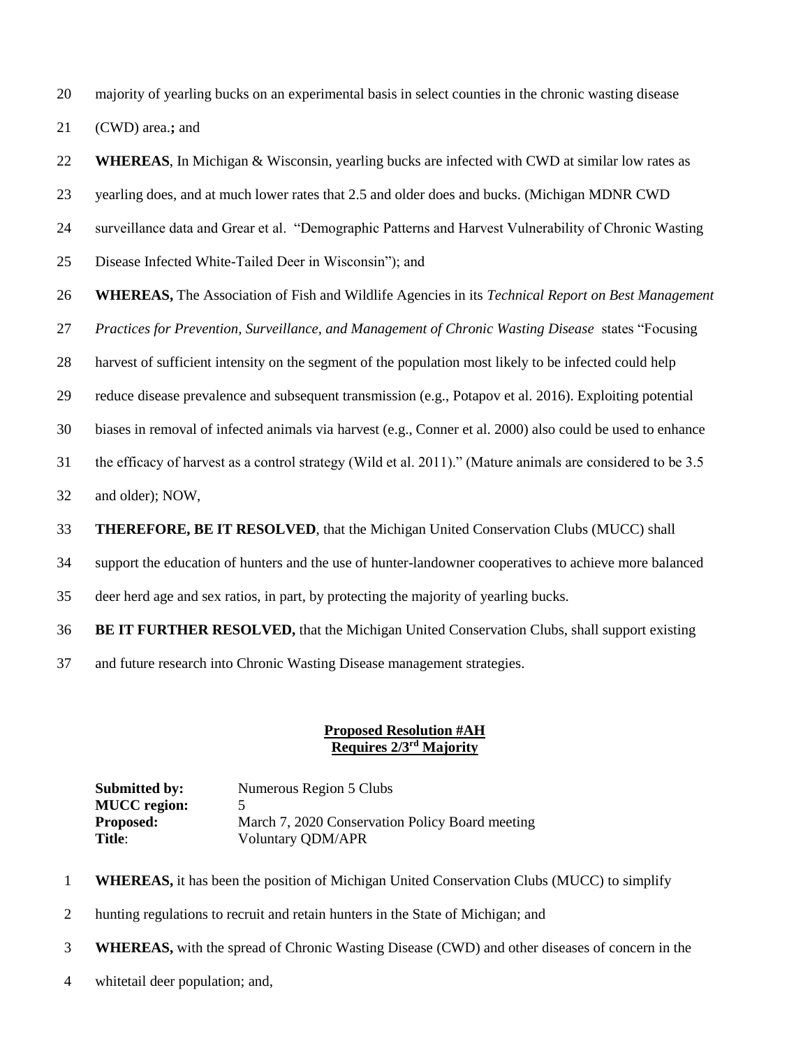majority of yearling bucks on an experimental basis in select counties in the chronic wasting disease (CWD) area.**;** and

**WHEREAS**, In Michigan & Wisconsin, yearling bucks are infected with CWD at similar low rates as yearling does, and at much lower rates that 2.5 and older does and bucks. (Michigan MDNR CWD surveillance data and Grear et al. "Demographic Patterns and Harvest Vulnerability of Chronic Wasting Disease Infected White-Tailed Deer in Wisconsin"); and

**WHEREAS,** The Association of Fish and Wildlife Agencies in its *Technical Report on Best Management Practices for Prevention, Surveillance, and Management of Chronic Wasting Disease* states "Focusing harvest of sufficient intensity on the segment of the population most likely to be infected could help reduce disease prevalence and subsequent transmission (e.g., Potapov et al. 2016). Exploiting potential biases in removal of infected animals via harvest (e.g., Conner et al. 2000) also could be used to enhance the efficacy of harvest as a control strategy (Wild et al. 2011)." (Mature animals are considered to be 3.5 and older); NOW,

**THEREFORE, BE IT RESOLVED**, that the Michigan United Conservation Clubs (MUCC) shall support the education of hunters and the use of hunter-landowner cooperatives to achieve more balanced deer herd age and sex ratios, in part, by protecting the majority of yearling bucks.

**BE IT FURTHER RESOLVED,** that the Michigan United Conservation Clubs, shall support existing and future research into Chronic Wasting Disease management strategies.

**Proposed Resolution #AH**
**Requires 2/3rd Majority**

**Submitted by:** Numerous Region 5 Clubs
**MUCC region:** 5
**Proposed:** March 7, 2020 Conservation Policy Board meeting
**Title**: Voluntary QDM/APR

**WHEREAS,** it has been the position of Michigan United Conservation Clubs (MUCC) to simplify hunting regulations to recruit and retain hunters in the State of Michigan; and

**WHEREAS,** with the spread of Chronic Wasting Disease (CWD) and other diseases of concern in the whitetail deer population; and,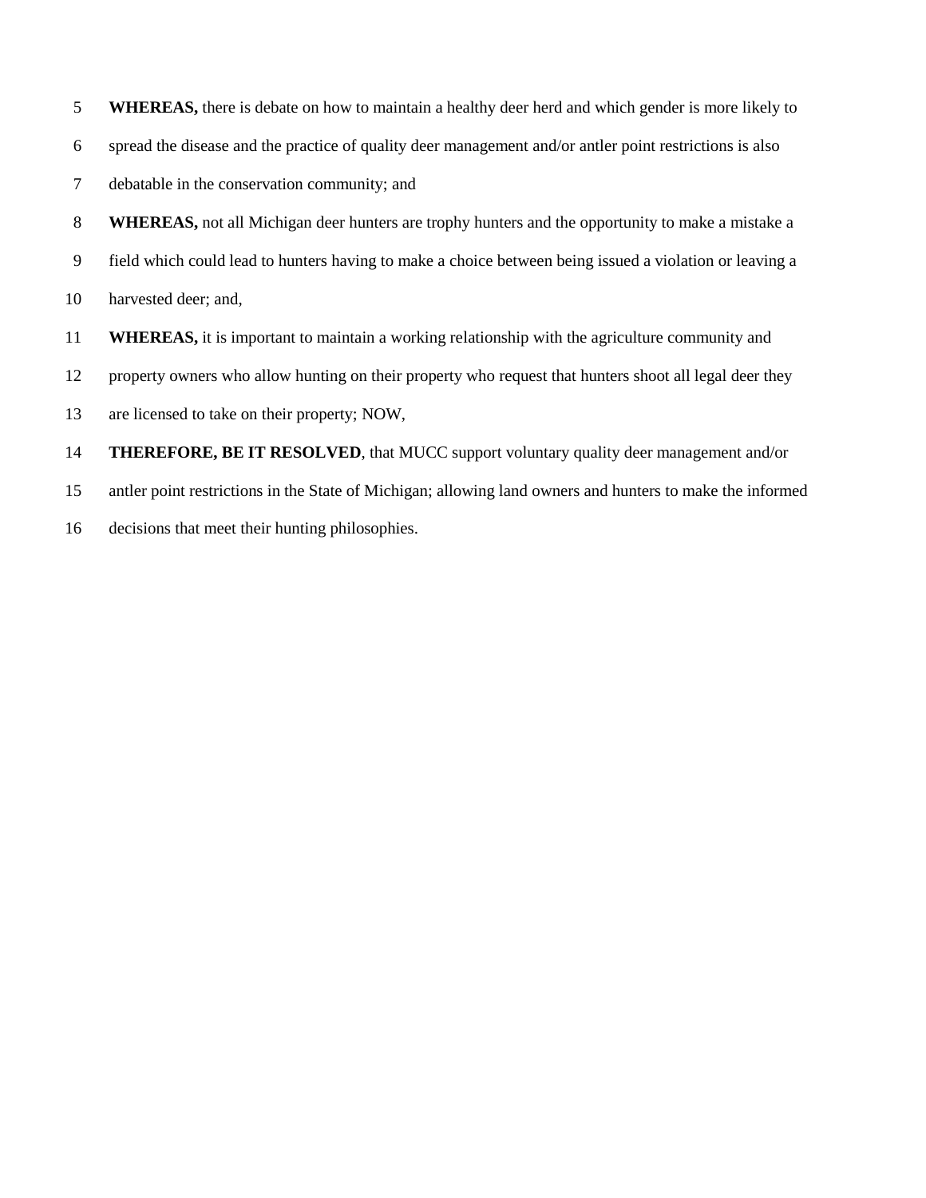**WHEREAS,** there is debate on how to maintain a healthy deer herd and which gender is more likely to spread the disease and the practice of quality deer management and/or antler point restrictions is also debatable in the conservation community; and

**WHEREAS,** not all Michigan deer hunters are trophy hunters and the opportunity to make a mistake a field which could lead to hunters having to make a choice between being issued a violation or leaving a harvested deer; and,

**WHEREAS,** it is important to maintain a working relationship with the agriculture community and property owners who allow hunting on their property who request that hunters shoot all legal deer they are licensed to take on their property; NOW,

**THEREFORE, BE IT RESOLVED**, that MUCC support voluntary quality deer management and/or antler point restrictions in the State of Michigan; allowing land owners and hunters to make the informed decisions that meet their hunting philosophies.